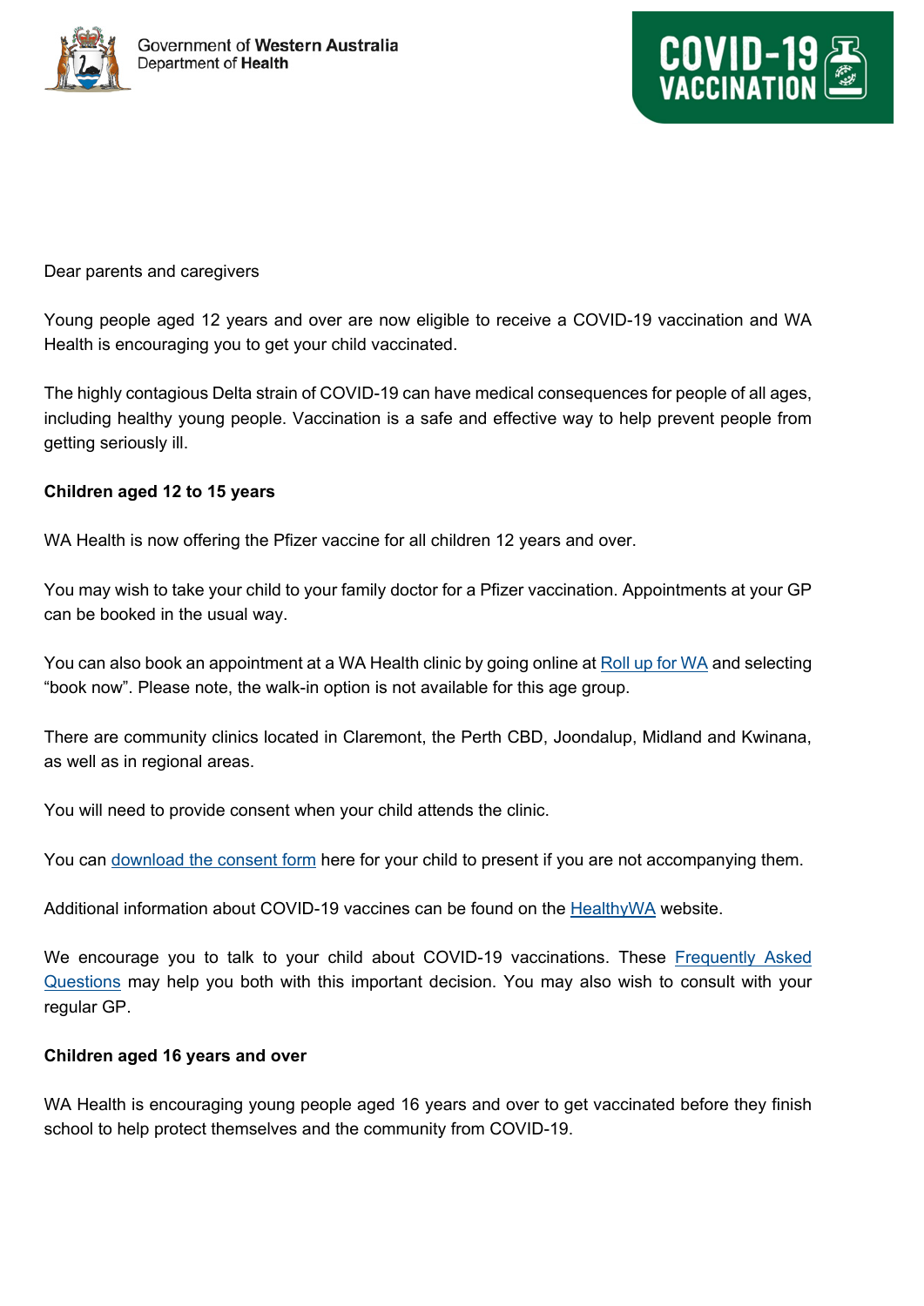Government of Western Australia
Department of Health

COVID-19 VACCINATION

Dear parents and caregivers

Young people aged 12 years and over are now eligible to receive a COVID-19 vaccination and WA Health is encouraging you to get your child vaccinated.

The highly contagious Delta strain of COVID-19 can have medical consequences for people of all ages, including healthy young people. Vaccination is a safe and effective way to help prevent people from getting seriously ill.

**Children aged 12 to 15 years**

WA Health is now offering the Pfizer vaccine for all children 12 years and over.

You may wish to take your child to your family doctor for a Pfizer vaccination. Appointments at your GP can be booked in the usual way.

You can also book an appointment at a WA Health clinic by going online at Roll up for WA and selecting "book now". Please note, the walk-in option is not available for this age group.

There are community clinics located in Claremont, the Perth CBD, Joondalup, Midland and Kwinana, as well as in regional areas.

You will need to provide consent when your child attends the clinic.

You can download the consent form here for your child to present if you are not accompanying them.

Additional information about COVID-19 vaccines can be found on the HealthyWA website.

We encourage you to talk to your child about COVID-19 vaccinations. These Frequently Asked Questions may help you both with this important decision. You may also wish to consult with your regular GP.

**Children aged 16 years and over**

WA Health is encouraging young people aged 16 years and over to get vaccinated before they finish school to help protect themselves and the community from COVID-19.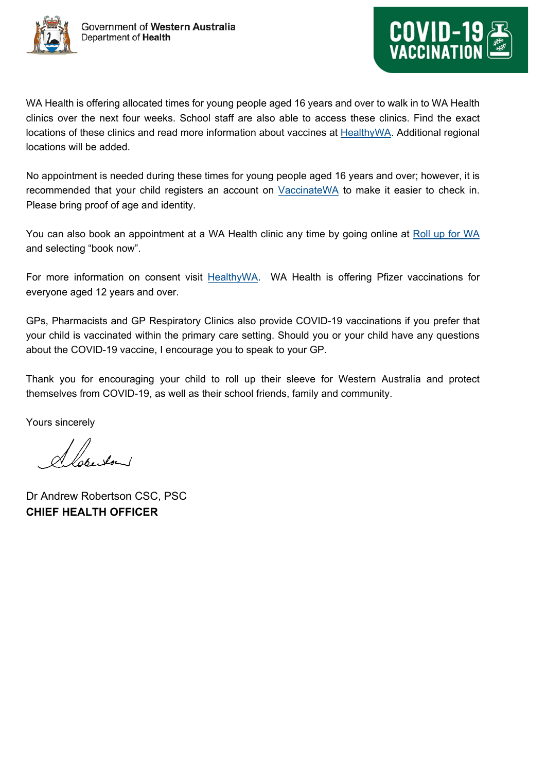WA Health is offering allocated times for young people aged 16 years and over to walk in to WA Health clinics over the next four weeks. School staff are also able to access these clinics. Find the exact locations of these clinics and read more information about vaccines at HealthyWA. Additional regional locations will be added.

No appointment is needed during these times for young people aged 16 years and over; however, it is recommended that your child registers an account on VaccinateWA to make it easier to check in. Please bring proof of age and identity.

You can also book an appointment at a WA Health clinic any time by going online at Roll up for WA and selecting "book now".

For more information on consent visit HealthyWA. WA Health is offering Pfizer vaccinations for everyone aged 12 years and over.

GPs, Pharmacists and GP Respiratory Clinics also provide COVID-19 vaccinations if you prefer that your child is vaccinated within the primary care setting. Should you or your child have any questions about the COVID-19 vaccine, I encourage you to speak to your GP.

Thank you for encouraging your child to roll up their sleeve for Western Australia and protect themselves from COVID-19, as well as their school friends, family and community.

Yours sincerely

Dr Andrew Robertson CSC, PSC
**CHIEF HEALTH OFFICER**